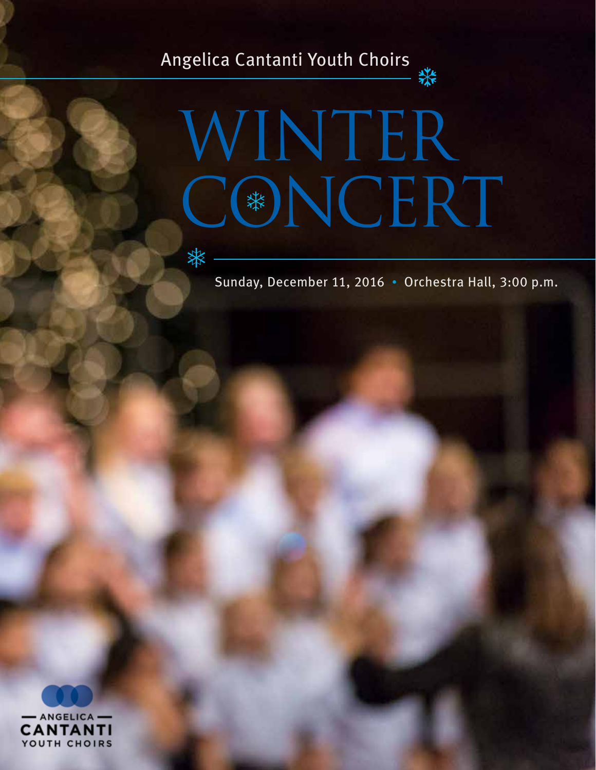Angelica Cantanti Youth Choirs

# WINTER CONCERT

Sunday, December 11, 2016 • Orchestra Hall, 3:00 p.m.

ANGELICA CANTANTI YOUTH CHOIRS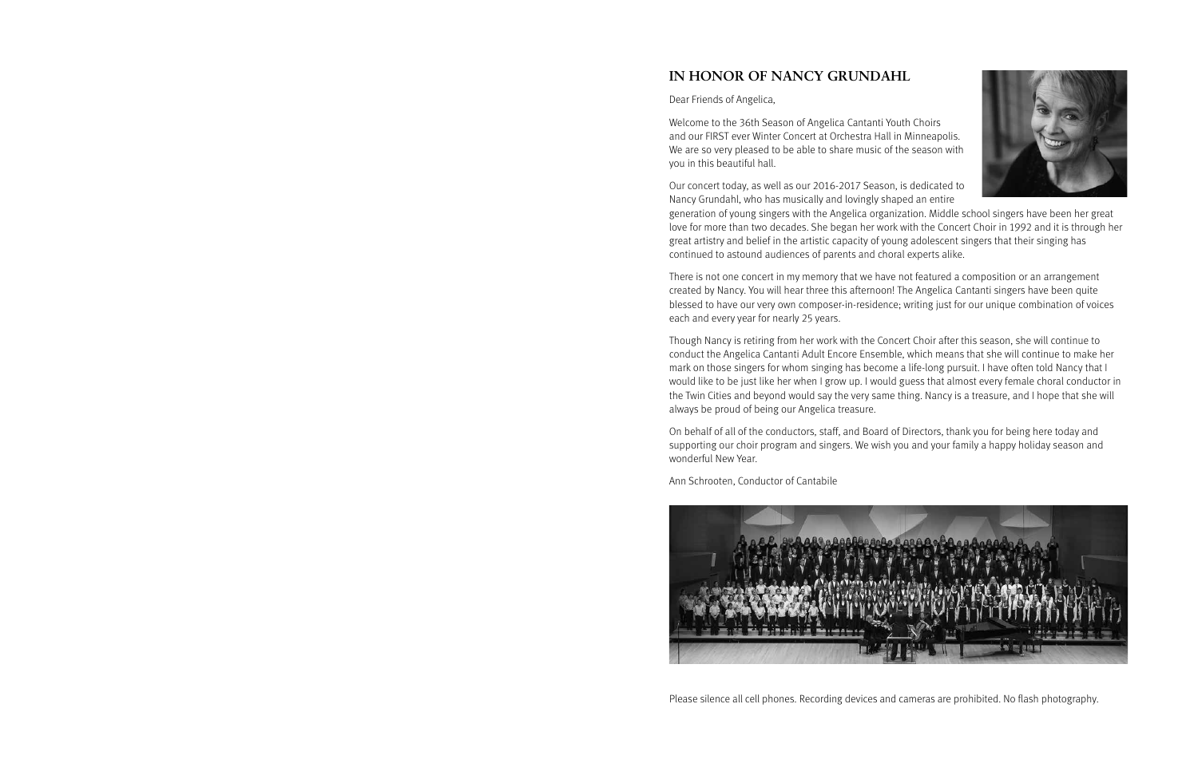## IN HONOR OF NANCY GRUNDAHL

Dear Friends of Angelica,

Welcome to the 36th Season of Angelica Cantanti Youth Choirs and our FIRST ever Winter Concert at Orchestra Hall in Minneapolis. We are so very pleased to be able to share music of the season with you in this beautiful hall.

Our concert today, as well as our 2016-2017 Season, is dedicated to Nancy Grundahl, who has musically and lovingly shaped an entire generation of young singers with the Angelica organization. Middle school singers have been her great love for more than two decades. She began her work with the Concert Choir in 1992 and it is through her great artistry and belief in the artistic capacity of young adolescent singers that their singing has continued to astound audiences of parents and choral experts alike.

There is not one concert in my memory that we have not featured a composition or an arrangement created by Nancy. You will hear three this afternoon! The Angelica Cantanti singers have been quite blessed to have our very own composer-in-residence; writing just for our unique combination of voices each and every year for nearly 25 years.

Though Nancy is retiring from her work with the Concert Choir after this season, she will continue to conduct the Angelica Cantanti Adult Encore Ensemble, which means that she will continue to make her mark on those singers for whom singing has become a life-long pursuit. I have often told Nancy that I would like to be just like her when I grow up. I would guess that almost every female choral conductor in the Twin Cities and beyond would say the very same thing. Nancy is a treasure, and I hope that she will always be proud of being our Angelica treasure.

On behalf of all of the conductors, staff, and Board of Directors, thank you for being here today and supporting our choir program and singers. We wish you and your family a happy holiday season and wonderful New Year.

Ann Schrooten, Conductor of Cantabile

Please silence all cell phones. Recording devices and cameras are prohibited. No flash photography.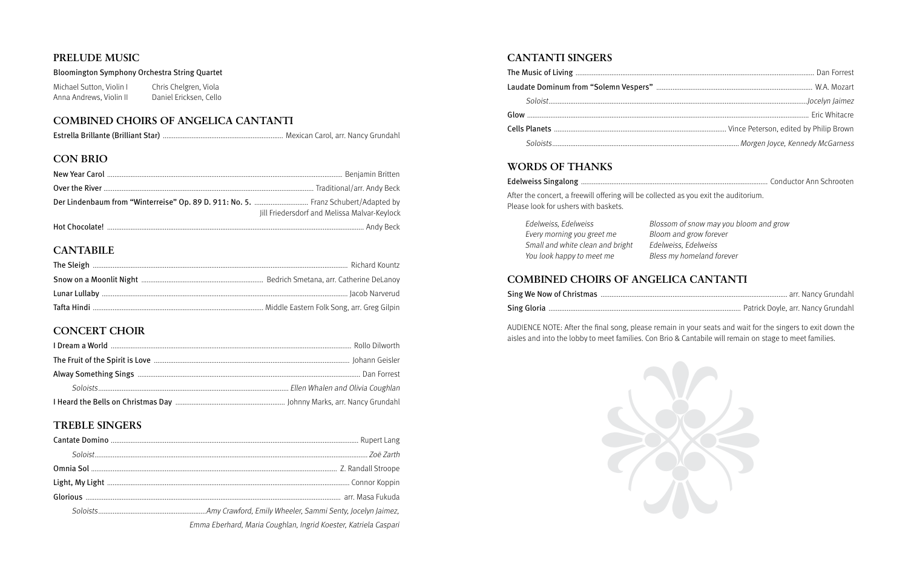## PRELUDE MUSIC

**Bloomington Symphony Orchestra String Quartet**

Michael Sutton, Violin I
Anna Andrews, Violin II
Chris Chelgren, Viola
Daniel Ericksen, Cello

## COMBINED CHOIRS OF ANGELICA CANTANTI

Estrella Brillante (Brilliant Star) ........ Mexican Carol, arr. Nancy Grundahl

## CON BRIO

New Year Carol ........ Benjamin Britten

Over the River ........ Traditional/arr. Andy Beck

Der Lindenbaum from "Winterreise" Op. 89 D. 911: No. 5. ........ Franz Schubert/Adapted by Jill Friedersdorf and Melissa Malvar-Keylock

Hot Chocolate! ........ Andy Beck

## CANTABILE

The Sleigh ........ Richard Kountz

Snow on a Moonlit Night ........ Bedrich Smetana, arr. Catherine DeLanoy

Lunar Lullaby ........ Jacob Narverud

Tafta Hindi ........ Middle Eastern Folk Song, arr. Greg Gilpin

## CONCERT CHOIR

I Dream a World ........ Rollo Dilworth

The Fruit of the Spirit is Love ........ Johann Geisler

Alway Something Sings ........ Dan Forrest

*Soloists........ Ellen Whalen and Olivia Coughlan*

I Heard the Bells on Christmas Day ........ Johnny Marks, arr. Nancy Grundahl

## TREBLE SINGERS

Cantate Domino ........ Rupert Lang

*Soloist........ Zoë Zarth*

Omnia Sol ........ Z. Randall Stroope

Light, My Light ........ Connor Koppin

Glorious ........ arr. Masa Fukuda

*Soloists........ Amy Crawford, Emily Wheeler, Sammi Senty, Jocelyn Jaimez, Emma Eberhard, Maria Coughlan, Ingrid Koester, Katriela Caspari*

## CANTANTI SINGERS

The Music of Living ........ Dan Forrest

Laudate Dominum from "Solemn Vespers" ........ W.A. Mozart

*Soloist........ Jocelyn Jaimez*

Glow ........ Eric Whitacre

Cells Planets ........ Vince Peterson, edited by Philip Brown

*Soloists........ Morgen Joyce, Kennedy McGarness*

## WORDS OF THANKS

Edelweiss Singalong ........ Conductor Ann Schrooten

After the concert, a freewill offering will be collected as you exit the auditorium.
Please look for ushers with baskets.

*Edelweiss, Edelweiss*
*Every morning you greet me*
*Small and white clean and bright*
*You look happy to meet me*

*Blossom of snow may you bloom and grow*
*Bloom and grow forever*
*Edelweiss, Edelweiss*
*Bless my homeland forever*

## COMBINED CHOIRS OF ANGELICA CANTANTI

Sing We Now of Christmas ........ arr. Nancy Grundahl

Sing Gloria ........ Patrick Doyle, arr. Nancy Grundahl

AUDIENCE NOTE: After the final song, please remain in your seats and wait for the singers to exit down the aisles and into the lobby to meet families. Con Brio & Cantabile will remain on stage to meet families.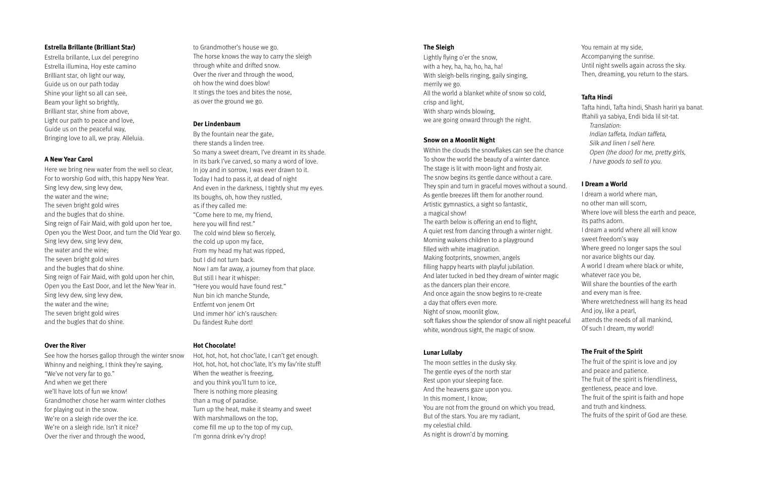**Estrella Brillante (Brilliant Star)**

Estrella brillante, Lux del peregrino
Estrella illumina, Hoy este camino
Brilliant star, oh light our way,
Guide us on our path today
Shine your light so all can see,
Beam your light so brightly,
Brilliant star, shine from above,
Light our path to peace and love,
Guide us on the peaceful way,
Bringing love to all, we pray. Alleluia.

**A New Year Carol**

Here we bring new water from the well so clear,
For to worship God with, this happy New Year.
Sing levy dew, sing levy dew,
the water and the wine;
The seven bright gold wires
and the bugles that do shine.
Sing reign of Fair Maid, with gold upon her toe,
Open you the West Door, and turn the Old Year go.
Sing levy dew, sing levy dew,
the water and the wine;
The seven bright gold wires
and the bugles that do shine.
Sing reign of Fair Maid, with gold upon her chin,
Open you the East Door, and let the New Year in.
Sing levy dew, sing levy dew,
the water and the wine;
The seven bright gold wires
and the bugles that do shine.

**Over the River**

See how the horses gallop through the winter snow
Whinny and neighing, I think they're saying,
"We've not very far to go."
And when we get there
we'll have lots of fun we know!
Grandmother chose her warm winter clothes
for playing out in the snow.
We're on a sleigh ride over the ice.
We're on a sleigh ride. Isn't it nice?
Over the river and through the wood,
to Grandmother's house we go.
The horse knows the way to carry the sleigh
through white and drifted snow.
Over the river and through the wood,
oh how the wind does blow!
It stings the toes and bites the nose,
as over the ground we go.

**Der Lindenbaum**

By the fountain near the gate,
there stands a linden tree.
So many a sweet dream, I've dreamt in its shade.
In its bark I've carved, so many a word of love.
In joy and in sorrow, I was ever drawn to it.
Today I had to pass it, at dead of night
And even in the darkness, I tightly shut my eyes.
Its boughs, oh, how they rustled,
as if they called me:
"Come here to me, my friend,
here you will find rest."
The cold wind blew so fiercely,
the cold up upon my face,
From my head my hat was ripped,
but I did not turn back.
Now I am far away, a journey from that place.
But still I hear it whisper:
"Here you would have found rest."
Nun bin ich manche Stunde,
Entfernt von jenem Ort
Und immer hör' ich's rauschen:
Du fändest Ruhe dort!

**Hot Chocolate!**

Hot, hot, hot, hot choc'late, I can't get enough.
Hot, hot, hot, hot choc'late, It's my fav'rite stuff!
When the weather is freezing,
and you think you'll turn to ice,
There is nothing more pleasing
than a mug of paradise.
Turn up the heat, make it steamy and sweet
With marshmallows on the top,
come fill me up to the top of my cup,
I'm gonna drink ev'ry drop!

**The Sleigh**

Lightly flying o'er the snow,
with a hey, ha, ha, ho, ha, ha!
With sleigh-bells ringing, gaily singing,
merrily we go.
All the world a blanket white of snow so cold,
crisp and light,
With sharp winds blowing,
we are going onward through the night.

**Snow on a Moonlit Night**

Within the clouds the snowflakes can see the chance
To show the world the beauty of a winter dance.
The stage is lit with moon-light and frosty air.
The snow begins its gentle dance without a care.
They spin and turn in graceful moves without a sound.
As gentle breezes lift them for another round.
Artistic gymnastics, a sight so fantastic,
a magical show!
The earth below is offering an end to flight,
A quiet rest from dancing through a winter night.
Morning wakens children to a playground
filled with white imagination.
Making footprints, snowmen, angels
filling happy hearts with playful jubilation.
And later tucked in bed they dream of winter magic
as the dancers plan their encore.
And once again the snow begins to re-create
a day that offers even more.
Night of snow, moonlit glow,
soft flakes show the splendor of snow all night peaceful
white, wondrous sight, the magic of snow.

**Lunar Lullaby**

The moon settles in the dusky sky.
The gentle eyes of the north star
Rest upon your sleeping face.
And the heavens gaze upon you.
In this moment, I know;
You are not from the ground on which you tread,
But of the stars. You are my radiant,
my celestial child.
As night is drown'd by morning.
You remain at my side,
Accompanying the sunrise.
Until night swells again across the sky.
Then, dreaming, you return to the stars.

**Tafta Hindi**

Tafta hindi, Tafta hindi, Shash hariri ya banat.
Iftahili ya sabiya, Endi bida lil sit-tat.

*Translation:*
*Indian taffeta, Indian taffeta,*
*Silk and linen I sell here.*
*Open (the door) for me, pretty girls,*
*I have goods to sell to you.*

**I Dream a World**

I dream a world where man,
no other man will scorn,
Where love will bless the earth and peace,
its paths adorn.
I dream a world where all will know
sweet freedom's way
Where greed no longer saps the soul
nor avarice blights our day.
A world I dream where black or white,
whatever race you be,
Will share the bounties of the earth
and every man is free.
Where wretchedness will hang its head
And joy, like a pearl,
attends the needs of all mankind,
Of such I dream, my world!

**The Fruit of the Spirit**

The fruit of the spirit is love and joy
and peace and patience.
The fruit of the spirit is friendliness,
gentleness, peace and love.
The fruit of the spirit is faith and hope
and truth and kindness.
The fruits of the spirit of God are these.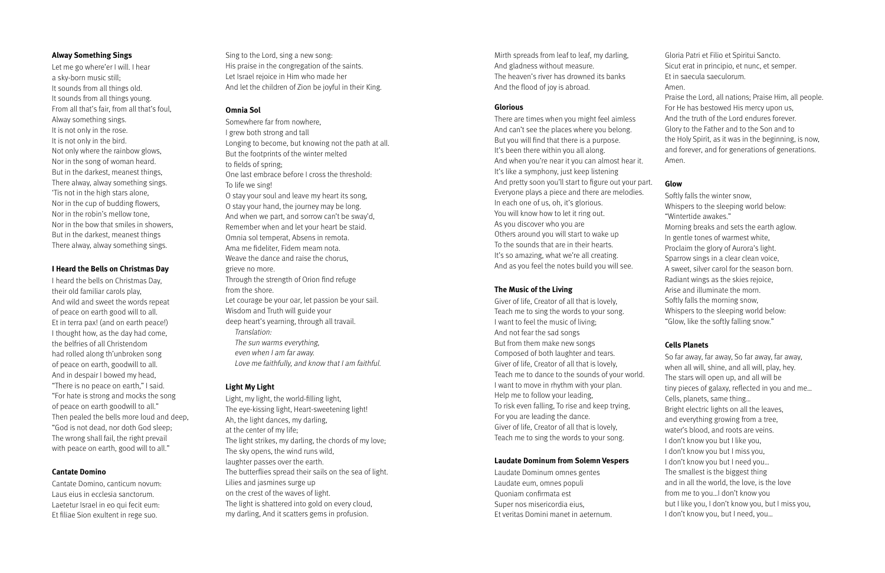### Alway Something Sings

Let me go where'er I will. I hear
a sky-born music still;
It sounds from all things old.
It sounds from all things young.
From all that's fair, from all that's foul,
Alway something sings.
It is not only in the rose.
It is not only in the bird.
Not only where the rainbow glows,
Nor in the song of woman heard.
But in the darkest, meanest things,
There alway, alway something sings.
'Tis not in the high stars alone,
Nor in the cup of budding flowers,
Nor in the robin's mellow tone,
Nor in the bow that smiles in showers,
But in the darkest, meanest things
There alway, alway something sings.

### I Heard the Bells on Christmas Day

I heard the bells on Christmas Day,
their old familiar carols play,
And wild and sweet the words repeat
of peace on earth good will to all.
Et in terra pax! (and on earth peace!)
I thought how, as the day had come,
the belfries of all Christendom
had rolled along th'unbroken song
of peace on earth, goodwill to all.
And in despair I bowed my head,
"There is no peace on earth," I said.
"For hate is strong and mocks the song
of peace on earth goodwill to all."
Then pealed the bells more loud and deep,
"God is not dead, nor doth God sleep;
The wrong shall fail, the right prevail
with peace on earth, good will to all."

### Cantate Domino

Cantate Domino, canticum novum:
Laus eius in ecclesia sanctorum.
Laetetur Israel in eo qui fecit eum:
Et filiae Sion exultent in rege suo.

Sing to the Lord, sing a new song:
His praise in the congregation of the saints.
Let Israel rejoice in Him who made her
And let the children of Zion be joyful in their King.

### Omnia Sol

Somewhere far from nowhere,
I grew both strong and tall
Longing to become, but knowing not the path at all.
But the footprints of the winter melted
to fields of spring;
One last embrace before I cross the threshold:
To life we sing!
O stay your soul and leave my heart its song,
O stay your hand, the journey may be long.
And when we part, and sorrow can't be sway'd,
Remember when and let your heart be staid.
Omnia sol temperat, Absens in remota.
Ama me fideliter, Fidem meam nota.
Weave the dance and raise the chorus,
grieve no more.
Through the strength of Orion find refuge
from the shore.
Let courage be your oar, let passion be your sail.
Wisdom and Truth will guide your
deep heart's yearning, through all travail.

*Translation:*
*The sun warms everything,*
*even when I am far away.*
*Love me faithfully, and know that I am faithful.*

### Light My Light

Light, my light, the world-filling light,
The eye-kissing light, Heart-sweetening light!
Ah, the light dances, my darling,
at the center of my life;
The light strikes, my darling, the chords of my love;
The sky opens, the wind runs wild,
laughter passes over the earth.
The butterflies spread their sails on the sea of light.
Lilies and jasmines surge up
on the crest of the waves of light.
The light is shattered into gold on every cloud,
my darling, And it scatters gems in profusion.
Mirth spreads from leaf to leaf, my darling,
And gladness without measure.
The heaven's river has drowned its banks
And the flood of joy is abroad.

### Glorious

There are times when you might feel aimless
And can't see the places where you belong.
But you will find that there is a purpose.
It's been there within you all along.
And when you're near it you can almost hear it.
It's like a symphony, just keep listening
And pretty soon you'll start to figure out your part.
Everyone plays a piece and there are melodies.
In each one of us, oh, it's glorious.
You will know how to let it ring out.
As you discover who you are
Others around you will start to wake up
To the sounds that are in their hearts.
It's so amazing, what we're all creating.
And as you feel the notes build you will see.

### The Music of the Living

Giver of life, Creator of all that is lovely,
Teach me to sing the words to your song.
I want to feel the music of living;
And not fear the sad songs
But from them make new songs
Composed of both laughter and tears.
Giver of life, Creator of all that is lovely,
Teach me to dance to the sounds of your world.
I want to move in rhythm with your plan.
Help me to follow your leading,
To risk even falling, To rise and keep trying,
For you are leading the dance.
Giver of life, Creator of all that is lovely,
Teach me to sing the words to your song.

### Laudate Dominum from Solemn Vespers

Laudate Dominum omnes gentes
Laudate eum, omnes populi
Quoniam confirmata est
Super nos misericordia eius,
Et veritas Domini manet in aeternum.
Gloria Patri et Filio et Spiritui Sancto.
Sicut erat in principio, et nunc, et semper.
Et in saecula saeculorum.
Amen.
Praise the Lord, all nations; Praise Him, all people.
For He has bestowed His mercy upon us,
And the truth of the Lord endures forever.
Glory to the Father and to the Son and to
the Holy Spirit, as it was in the beginning, is now,
and forever, and for generations of generations.
Amen.

### Glow

Softly falls the winter snow,
Whispers to the sleeping world below:
"Wintertide awakes."
Morning breaks and sets the earth aglow.
In gentle tones of warmest white,
Proclaim the glory of Aurora's light.
Sparrow sings in a clear clean voice,
A sweet, silver carol for the season born.
Radiant wings as the skies rejoice,
Arise and illuminate the morn.
Softly falls the morning snow,
Whispers to the sleeping world below:
"Glow, like the softly falling snow."

### Cells Planets

So far away, far away, So far away, far away,
when all will, shine, and all will, play, hey.
The stars will open up, and all will be
tiny pieces of galaxy, reflected in you and me…
Cells, planets, same thing…
Bright electric lights on all the leaves,
and everything growing from a tree,
water's blood, and roots are veins.
I don't know you but I like you,
I don't know you but I miss you,
I don't know you but I need you…
The smallest is the biggest thing
and in all the world, the love, is the love
from me to you…I don't know you
but I like you, I don't know you, but I miss you,
I don't know you, but I need, you…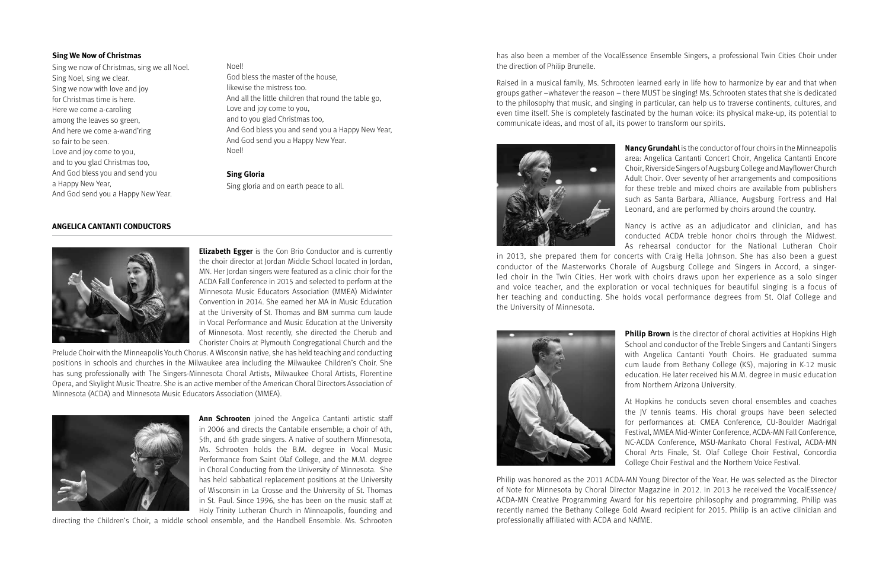**Sing We Now of Christmas**

Sing we now of Christmas, sing we all Noel.
Sing Noel, sing we clear.
Sing we now with love and joy
for Christmas time is here.
Here we come a-caroling
among the leaves so green,
And here we come a-wand'ring
so fair to be seen.
Love and joy come to you,
and to you glad Christmas too,
And God bless you and send you
a Happy New Year,
And God send you a Happy New Year.

Noel!
God bless the master of the house,
likewise the mistress too.
And all the little children that round the table go,
Love and joy come to you,
and to you glad Christmas too,
And God bless you and send you a Happy New Year,
And God send you a Happy New Year.
Noel!

**Sing Gloria**

Sing gloria and on earth peace to all.

## ANGELICA CANTANTI CONDUCTORS

**Elizabeth Egger** is the Con Brio Conductor and is currently the choir director at Jordan Middle School located in Jordan, MN. Her Jordan singers were featured as a clinic choir for the ACDA Fall Conference in 2015 and selected to perform at the Minnesota Music Educators Association (MMEA) Midwinter Convention in 2014. She earned her MA in Music Education at the University of St. Thomas and BM summa cum laude in Vocal Performance and Music Education at the University of Minnesota. Most recently, she directed the Cherub and Chorister Choirs at Plymouth Congregational Church and the Prelude Choir with the Minneapolis Youth Chorus. A Wisconsin native, she has held teaching and conducting positions in schools and churches in the Milwaukee area including the Milwaukee Children's Choir. She has sung professionally with The Singers-Minnesota Choral Artists, Milwaukee Choral Artists, Florentine Opera, and Skylight Music Theatre. She is an active member of the American Choral Directors Association of Minnesota (ACDA) and Minnesota Music Educators Association (MMEA).

**Ann Schrooten** joined the Angelica Cantanti artistic staff in 2006 and directs the Cantabile ensemble; a choir of 4th, 5th, and 6th grade singers. A native of southern Minnesota, Ms. Schrooten holds the B.M. degree in Vocal Music Performance from Saint Olaf College, and the M.M. degree in Choral Conducting from the University of Minnesota. She has held sabbatical replacement positions at the University of Wisconsin in La Crosse and the University of St. Thomas in St. Paul. Since 1996, she has been on the music staff at Holy Trinity Lutheran Church in Minneapolis, founding and directing the Children's Choir, a middle school ensemble, and the Handbell Ensemble. Ms. Schrooten has also been a member of the VocalEssence Ensemble Singers, a professional Twin Cities Choir under the direction of Philip Brunelle.

Raised in a musical family, Ms. Schrooten learned early in life how to harmonize by ear and that when groups gather –whatever the reason – there MUST be singing! Ms. Schrooten states that she is dedicated to the philosophy that music, and singing in particular, can help us to traverse continents, cultures, and even time itself. She is completely fascinated by the human voice: its physical make-up, its potential to communicate ideas, and most of all, its power to transform our spirits.

**Nancy Grundahl** is the conductor of four choirs in the Minneapolis area: Angelica Cantanti Concert Choir, Angelica Cantanti Encore Choir, Riverside Singers of Augsburg College and Mayflower Church Adult Choir. Over seventy of her arrangements and compositions for these treble and mixed choirs are available from publishers such as Santa Barbara, Alliance, Augsburg Fortress and Hal Leonard, and are performed by choirs around the country.

Nancy is active as an adjudicator and clinician, and has conducted ACDA treble honor choirs through the Midwest. As rehearsal conductor for the National Lutheran Choir in 2013, she prepared them for concerts with Craig Hella Johnson. She has also been a guest conductor of the Masterworks Chorale of Augsburg College and Singers in Accord, a singer-led choir in the Twin Cities. Her work with choirs draws upon her experience as a solo singer and voice teacher, and the exploration or vocal techniques for beautiful singing is a focus of her teaching and conducting. She holds vocal performance degrees from St. Olaf College and the University of Minnesota.

**Philip Brown** is the director of choral activities at Hopkins High School and conductor of the Treble Singers and Cantanti Singers with Angelica Cantanti Youth Choirs. He graduated summa cum laude from Bethany College (KS), majoring in K-12 music education. He later received his M.M. degree in music education from Northern Arizona University.

At Hopkins he conducts seven choral ensembles and coaches the JV tennis teams. His choral groups have been selected for performances at: CMEA Conference, CU-Boulder Madrigal Festival, MMEA Mid-Winter Conference, ACDA-MN Fall Conference, NC-ACDA Conference, MSU-Mankato Choral Festival, ACDA-MN Choral Arts Finale, St. Olaf College Choir Festival, Concordia College Choir Festival and the Northern Voice Festival.

Philip was honored as the 2011 ACDA-MN Young Director of the Year. He was selected as the Director of Note for Minnesota by Choral Director Magazine in 2012. In 2013 he received the VocalEssence/ACDA-MN Creative Programming Award for his repertoire philosophy and programming. Philip was recently named the Bethany College Gold Award recipient for 2015. Philip is an active clinician and professionally affiliated with ACDA and NAfME.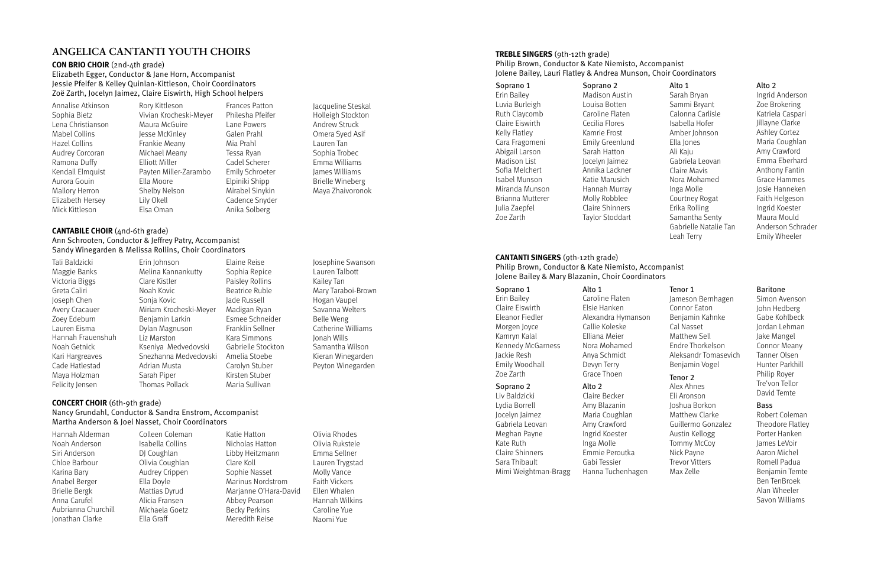# ANGELICA CANTANTI YOUTH CHOIRS

## CON BRIO CHOIR (2nd-4th grade)

Elizabeth Egger, Conductor & Jane Horn, Accompanist
Jessie Pfeifer & Kelley Quinlan-Kittleson, Choir Coordinators
Zoë Zarth, Jocelyn Jaimez, Claire Eiswirth, High School helpers

Annalise Atkinson
Sophia Bietz
Lena Christianson
Mabel Collins
Hazel Collins
Audrey Corcoran
Ramona Duffy
Kendall Elmquist
Aurora Gouin
Mallory Herron
Elizabeth Hersey
Mick Kittleson
Rory Kittleson
Vivian Krocheski-Meyer
Maura McGuire
Jesse McKinley
Frankie Meany
Michael Meany
Elliott Miller
Payten Miller-Zarambo
Ella Moore
Shelby Nelson
Lily Okell
Elsa Oman
Frances Patton
Philesha Pfeifer
Lane Powers
Galen Prahl
Mia Prahl
Tessa Ryan
Cadel Scherer
Emily Schroeter
Elpiniki Shipp
Mirabel Sinykin
Cadence Snyder
Anika Solberg
Jacqueline Steskal
Holleigh Stockton
Andrew Struck
Omera Syed Asif
Lauren Tan
Sophia Trobec
Emma Williams
James Williams
Brielle Wineberg
Maya Zhaivoronok

## CANTABILE CHOIR (4nd-6th grade)

Ann Schrooten, Conductor & Jeffrey Patry, Accompanist
Sandy Winegarden & Melissa Rollins, Choir Coordinators

Tali Baldzicki
Maggie Banks
Victoria Biggs
Greta Caliri
Joseph Chen
Avery Cracauer
Zoey Edeburn
Lauren Eisma
Hannah Frauenshuh
Noah Getnick
Kari Hargreaves
Cade Hatlestad
Maya Holzman
Felicity Jensen
Erin Johnson
Melina Kannankutty
Clare Kistler
Noah Kovic
Sonja Kovic
Miriam Krocheski-Meyer
Benjamin Larkin
Dylan Magnuson
Liz Marston
Kseniya Medvedovski
Snezhanna Medvedovski
Adrian Musta
Sarah Piper
Thomas Pollack
Elaine Reise
Sophia Repice
Paisley Rollins
Beatrice Ruble
Jade Russell
Madigan Ryan
Esmee Schneider
Franklin Sellner
Kara Simmons
Gabrielle Stockton
Amelia Stoebe
Carolyn Stuber
Kirsten Stuber
Maria Sullivan
Josephine Swanson
Lauren Talbott
Kailey Tan
Mary Taraboi-Brown
Hogan Vaupel
Savanna Welters
Belle Weng
Catherine Williams
Jonah Wills
Samantha Wilson
Kieran Winegarden
Peyton Winegarden

## CONCERT CHOIR (6th-9th grade)

Nancy Grundahl, Conductor & Sandra Enstrom, Accompanist
Martha Anderson & Joel Nasset, Choir Coordinators

Hannah Alderman
Noah Anderson
Siri Anderson
Chloe Barbour
Karina Bary
Anabel Berger
Brielle Bergk
Anna Carufel
Aubrianna Churchill
Jonathan Clarke
Colleen Coleman
Isabella Collins
DJ Coughlan
Olivia Coughlan
Audrey Crippen
Ella Doyle
Mattias Dyrud
Alicia Fransen
Michaela Goetz
Ella Graff
Katie Hatton
Nicholas Hatton
Libby Heitzmann
Clare Koll
Sophie Nasset
Marinus Nordstrom
Marjanne O'Hara-David
Abbey Pearson
Becky Perkins
Meredith Reise
Olivia Rhodes
Olivia Rukstele
Emma Sellner
Lauren Trygstad
Molly Vance
Faith Vickers
Ellen Whalen
Hannah Wilkins
Caroline Yue
Naomi Yue

## TREBLE SINGERS (9th-12th grade)

Philip Brown, Conductor & Kate Niemisto, Accompanist
Jolene Bailey, Lauri Flatley & Andrea Munson, Choir Coordinators

**Soprano 1**
Erin Bailey
Luvia Burleigh
Ruth Claycomb
Claire Eiswirth
Kelly Flatley
Cara Fragomeni
Abigail Larson
Madison List
Sofia Melchert
Isabel Munson
Miranda Munson
Brianna Mutterer
Julia Zaepfel
Zoe Zarth

**Soprano 2**
Madison Austin
Louisa Botten
Caroline Flaten
Cecilia Flores
Kamrie Frost
Emily Greenlund
Sarah Hatton
Jocelyn Jaimez
Annika Lackner
Katie Marusich
Hannah Murray
Molly Robblee
Claire Shinners
Taylor Stoddart

**Alto 1**
Sarah Bryan
Sammi Bryant
Calonna Carlisle
Isabella Hofer
Amber Johnson
Ella Jones
Ali Kaju
Gabriela Leovan
Claire Mavis
Nora Mohamed
Inga Molle
Courtney Rogat
Erika Rolling
Samantha Senty
Gabrielle Natalie Tan
Leah Terry

**Alto 2**
Ingrid Anderson
Zoe Brokering
Katriela Caspari
Jillayne Clarke
Ashley Cortez
Maria Coughlan
Amy Crawford
Emma Eberhard
Anthony Fantin
Grace Hammes
Josie Hanneken
Faith Helgeson
Ingrid Koester
Maura Mould
Anderson Schrader
Emily Wheeler

## CANTANTI SINGERS (9th-12th grade)

Philip Brown, Conductor & Kate Niemisto, Accompanist
Jolene Bailey & Mary Blazanin, Choir Coordinators

**Soprano 1**
Erin Bailey
Claire Eiswirth
Eleanor Fiedler
Morgen Joyce
Kamryn Kalal
Kennedy McGarness
Jackie Resh
Emily Woodhall
Zoe Zarth

**Soprano 2**
Liv Baldzicki
Lydia Borrell
Jocelyn Jaimez
Gabriela Leovan
Meghan Payne
Kate Ruth
Claire Shinners
Sara Thibault
Mimi Weightman-Bragg

**Alto 1**
Caroline Flaten
Elsie Hanken
Alexandra Hymanson
Callie Koleske
Elliana Meier
Nora Mohamed
Anya Schmidt
Devyn Terry
Grace Thoen

**Alto 2**
Claire Becker
Amy Blazanin
Maria Coughlan
Amy Crawford
Ingrid Koester
Inga Molle
Emmie Peroutka
Gabi Tessier
Hanna Tuchenhagen

**Tenor 1**
Jameson Bernhagen
Connor Eaton
Benjamin Kahnke
Cal Nasset
Matthew Sell
Endre Thorkelson
Aleksandr Tomasevich
Benjamin Vogel

**Tenor 2**
Alex Ahnes
Eli Aronson
Joshua Borkon
Matthew Clarke
Guillermo Gonzalez
Austin Kellogg
Tommy McCoy
Nick Payne
Trevor Vitters
Max Zelle

**Baritone**
Simon Avenson
John Hedberg
Gabe Kohlbeck
Jordan Lehman
Jake Mangel
Connor Meany
Tanner Olsen
Hunter Parkhill
Philip Royer
Tre'von Tellor
David Temte

**Bass**
Robert Coleman
Theodore Flatley
Porter Hanken
James LeVoir
Aaron Michel
Romell Padua
Benjamin Temte
Ben TenBroek
Alan Wheeler
Savon Williams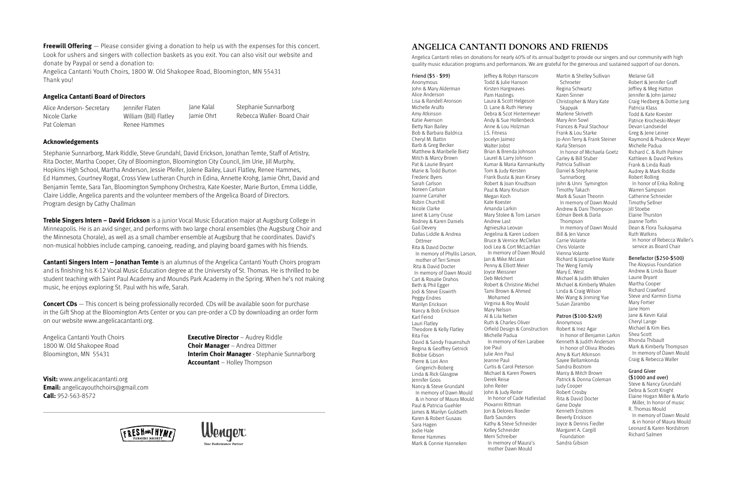**Freewill Offering** — Please consider giving a donation to help us with the expenses for this concert. Look for ushers and singers with collection baskets as you exit. You can also visit our website and donate by Paypal or send a donation to:
Angelica Cantanti Youth Choirs, 1800 W. Old Shakopee Road, Bloomington, MN 55431
Thank you!

### Angelica Cantanti Board of Directors

Alice Anderson- Secretary
Nicole Clarke
Pat Coleman
Jennifer Flaten
William (Bill) Flatley
Renee Hammes
Jane Kalal
Jamie Ohrt
Stephanie Sunnarborg
Rebecca Waller- Board Chair

### Acknowledgements

Stephanie Sunnarborg, Mark Riddle, Steve Grundahl, David Erickson, Jonathan Temte, Staff of Artistry, Rita Docter, Martha Cooper, City of Bloomington, Bloomington City Council, Jim Urie, Jill Murphy, Hopkins High School, Martha Anderson, Jessie Pfeifer, Jolene Bailey, Lauri Flatley, Renee Hammes, Ed Hammes, Courtney Rogat, Cross View Lutheran Church in Edina, Annette Krohg, Jamie Ohrt, David and Benjamin Temte, Sara Tan, Bloomington Symphony Orchestra, Kate Koester, Marie Burton, Emma Liddle, Claire Liddle, Angelica parents and the volunteer members of the Angelica Board of Directors.
Program design by Cathy Challman

**Treble Singers Intern – David Erickson** is a junior Vocal Music Education major at Augsburg College in Minneapolis. He is an avid singer, and performs with two large choral ensembles (the Augsburg Choir and the Minnesota Chorale), as well as a small chamber ensemble at Augsburg that he coordinates. David's non-musical hobbies include camping, canoeing, reading, and playing board games with his friends.

**Cantanti Singers Intern – Jonathan Temte** is an alumnus of the Angelica Cantanti Youth Choirs program and is finishing his K-12 Vocal Music Education degree at the University of St. Thomas. He is thrilled to be student teaching with Saint Paul Academy and Mounds Park Academy in the Spring. When he's not making music, he enjoys exploring St. Paul with his wife, Sarah.

**Concert CDs** — This concert is being professionally recorded. CDs will be available soon for purchase in the Gift Shop at the Bloomington Arts Center or you can pre-order a CD by downloading an order form on our website www.angelicacantanti.org.

Angelica Cantanti Youth Choirs
1800 W. Old Shakopee Road
Bloomington, MN 55431

**Executive Director** – Audrey Riddle
**Choir Manager** – Andrea Dittmer
**Interim Choir Manager** - Stephanie Sunnarborg
**Accountant** – Holley Thompson

**Visit:** www.angelicacantanti.org
**Email:** angelicayouthchoirs@gmail.com
**Call:** 952-563-8572

## ANGELICA CANTANTI DONORS AND FRIENDS

Angelica Cantanti relies on donations for nearly 40% of its annual budget to provide our singers and our community with high quality music education programs and performances. We are grateful for the generous and sustained support of our donors.

**Friend ($5 - $99)**
Anonymous
John & Mary Alderman
Alice Anderson
Lisa & Randell Aronson
Michelle Arulfo
Amy Atkinson
Katie Avenson
Betty Nan Bailey
Bob & Barbara Baldrica
Cheryl M. Battin
Barb & Greg Becker
Matthew & Maribelle Bietz
Mitch & Marcy Brown
Pat & Laurie Bryant
Marie & Todd Burton
Frederic Byers
Sarah Carlson
Noreen Carlson
Joanne Carraher
Robin Churchill
Nicole Clarke
Janet & Larry Cruse
Rodney & Karen Daniels
Gail Devery
Dallas Liddle & Andrea Dittmer
Rita & David Docter
In memory of Phyllis Larson, mother of Teri Simon
Rita & David Docter
In memory of Dawn Mould
Carl & Rosalie Drahos
Beth & Phil Egger
Jodi & Steve Eiswirth
Peggy Endres
Marilyn Erickson
Nancy & Bob Erickson
Karl Feind
Lauri Flatley
Theodore & Kelly Flatley
Rita Fox
David & Sandy Frauenshuh
Regina & Geoffrey Getnick
Bobbie Gibson
Pierre & Lori Ann Gingerich-Boberg
Linda & Rick Glasgow
Jennifer Goos
Nancy & Steve Grundahl
In memory of Dawn Mould & in honor of Maura Mould
Paul & Patricia Guehler
James & Marilyn Guldseth
Karen & Robert Gusaas
Sara Hagen
Jodie Hale
Renee Hammes
Mark & Connie Hanneken
Jeffrey & Robyn Hanscom
Todd & Julie Hanson
Kirsten Hargreaves
Pam Hastings
Laura & Scott Helgeson
D. Lane & Ruth Hersey
Debra & Scot Hintermeyer
Andy & Sue Hollenbeck
Anne & Lou Holzman
J.S. Fitness
Jocelyn Jaimez
Walter Jobst
Brian & Brenda Johnson
Laurel & Larry Johnson
Kumar & Maria Kannankutty
Tom & Judy Kersten
Frank Busta & Jean Kinsey
Robert & Joan Knudtson
Paul & Mary Knutson
Megan Koch
Kate Koester
Amanda Larkin
Mary Stolee & Tom Larson
Andrew Last
Agnieszka Leovan
Angelina & Karen Lodoen
Bruce & Vernice McClellan
Jodi Lea & Cort McLachlan
In memory of Dawn Mould
Jan & Mike McLean
Penny & Elliott Meier
Joyce Meissner
Deb Melchert
Robert & Christine Michel
Tami Brown & Ahmed Mohamed
Virginia & Roy Mould
Mary Nelson
Al & Lila Netten
Ruth & Charles Oliver
Orfield Design & Construction
Michelle Padua
In memory of Ken Larabee
Joe Paul
Julie Ann Paul
Jeanne Paul
Curtis & Carol Peterson
Michael & Karen Powers
Derek Reise
John Reiter
John & Judy Reiter
In honor of Cade Hatlestad
Piovanni Rittman
Jon & Delores Roeder
Barb Saunders
Kathy & Steve Schneider
Kelley Schneider
Merri Schreiber
In memory of Maura's mother Dawn Mould
Martin & Shelley Sullivan Schroeter
Regina Schwartz
Karen Sinner
Christopher & Mary Kate Skapyak
Marlene Skriveth
Mary Ann Sowl
Frances & Paul Stachour
Frank & Lou Starke
Jo-Ann Terry & Frank Steiner
Karla Stenson
In honor of Michaela Goetz
Carley & Bill Stuber
Patricia Sullivan
Daniel & Stephanie Sunnarborg
John & Unni Symington
Timothy Takach
Mark & Susan Theorin
In memory of Dawn Mould
Andrew & Dani Thompson
Edman Beek & Darla Thompson
In memory of Dawn Mould
Bill & Jen Vance
Carrie Volante
Chris Volante
Vienna Volante
Richard & Jacqueline Waite
The Weng Family
Mary E. West
Michael & Judith Whalen
Michael & Kimberly Whalen
Linda & Craig Wilson
Mei Wang & Jinming Yue
Susan Zarambo

**Patron ($100-$249)**
Anonymous
Robert & Inez Agar
In honor of Benjamin Larkin
Kenneth & Judith Anderson
In honor of Olivia Rhodes
Amy & Kurt Atkinson
Sayee Bellamkonda
Sandra Bostrom
Marcy & Mitch Brown
Patrick & Donna Coleman
Judy Cooper
Robert Crosby
Rita & David Docter
Gene Doyle
Kenneth Enstrom
Beverly Erickson
Joyce & Dennis Fiedler
Margaret A. Cargill Foundation
Sandra Gibson
Melanie Gill
Robert & Jennifer Graff
Jeffrey & Meg Hatton
Jennifer & John Jaimez
Craig Hedberg & Dottie Jung
Patricia Klass
Todd & Kate Koester
Patrice Krocheski-Meyer
Devan Landseidel
Greg & Jene Leiner
Raymond & Prudence Meyer
Michelle Padua
Richard C. & Ruth Palmer
Kathleen & David Perkins
Frank & Linda Raab
Audrey & Mark Riddle
Robert Rolling
In honor of Erika Rolling
Warren Sampson
Catherine Schneider
Timothy Sellner
Jill Stoebe
Elaine Thurston
Joanne Torfin
Dean & Flora Tsukayama
Ruth Watkins
In honor of Rebecca Waller's service as Board Chair

**Benefactor ($250-$500)**
The Aloysius Foundation
Andrew & Linda Bauer
Laurie Bryant
Martha Cooper
Richard Crawford
Steve and Karmin Eisma
Mary Fortier
Jane Horn
Jane & Kevin Kalal
Cheryl Lange
Michael & Kim Ries
Shea Scott
Rhonda Thibault
Mark & Kimberly Thompson
In memory of Dawn Mould
Craig & Rebecca Waller

**Grand Giver ($1000 and over)**
Steve & Nancy Grundahl
Debra & Scott Knight
Elaine Hogan Miller & Marlo Miller, In honor of music
R. Thomas Mould
In memory of Dawn Mould & in honor of Maura Mould
Leonard & Karen Nordstrom
Richard Salmen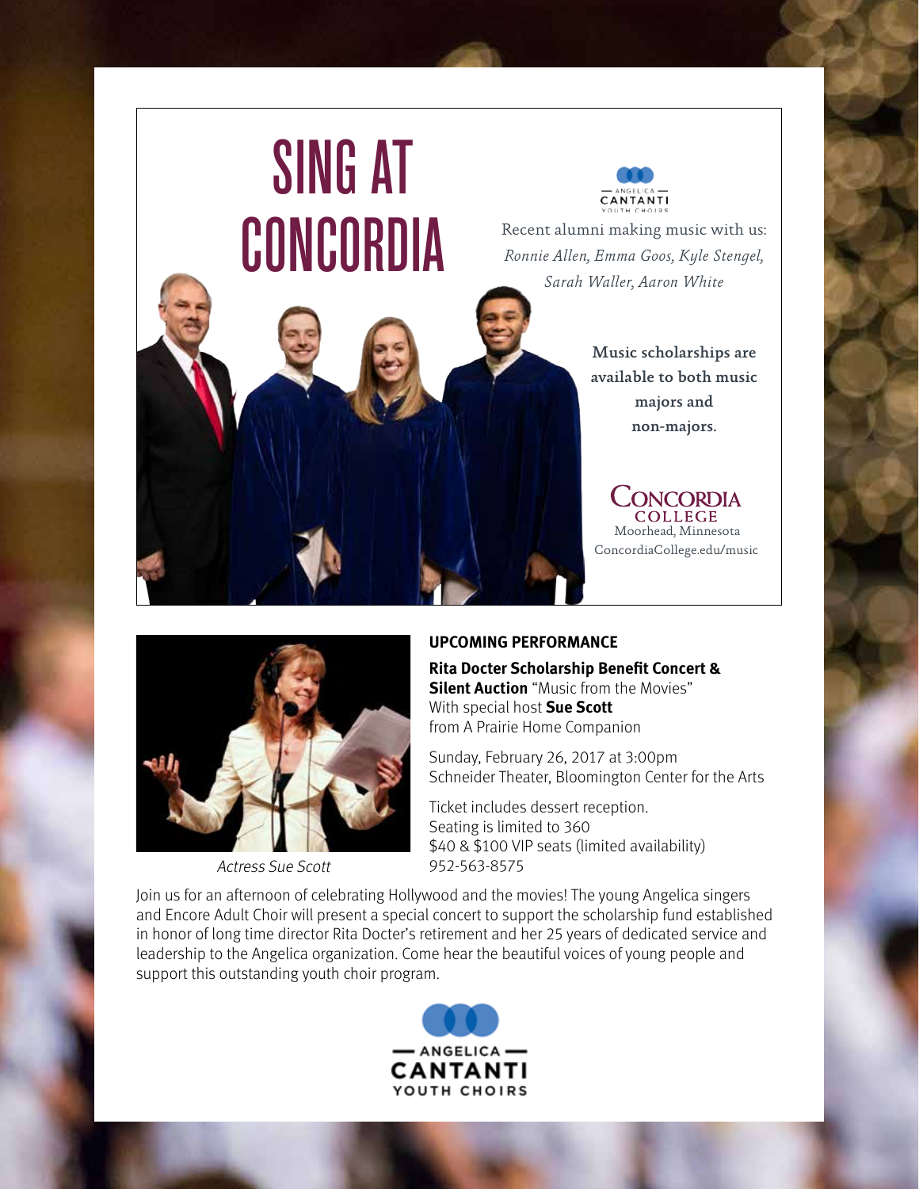# SING AT CONCORDIA

ANGELICA CANTANTI YOUTH CHOIRS

Recent alumni making music with us:
*Ronnie Allen, Emma Goos, Kyle Stengel, Sarah Waller, Aaron White*

**Music scholarships are available to both music majors and non-majors.**

CONCORDIA COLLEGE
Moorhead, Minnesota
ConcordiaCollege.edu/music

*Actress Sue Scott*

## UPCOMING PERFORMANCE

**Rita Docter Scholarship Benefit Concert & Silent Auction** "Music from the Movies"
With special host **Sue Scott**
from A Prairie Home Companion

Sunday, February 26, 2017 at 3:00pm
Schneider Theater, Bloomington Center for the Arts

Ticket includes dessert reception.
Seating is limited to 360
$40 & $100 VIP seats (limited availability)
952-563-8575

Join us for an afternoon of celebrating Hollywood and the movies! The young Angelica singers and Encore Adult Choir will present a special concert to support the scholarship fund established in honor of long time director Rita Docter's retirement and her 25 years of dedicated service and leadership to the Angelica organization. Come hear the beautiful voices of young people and support this outstanding youth choir program.

ANGELICA CANTANTI YOUTH CHOIRS